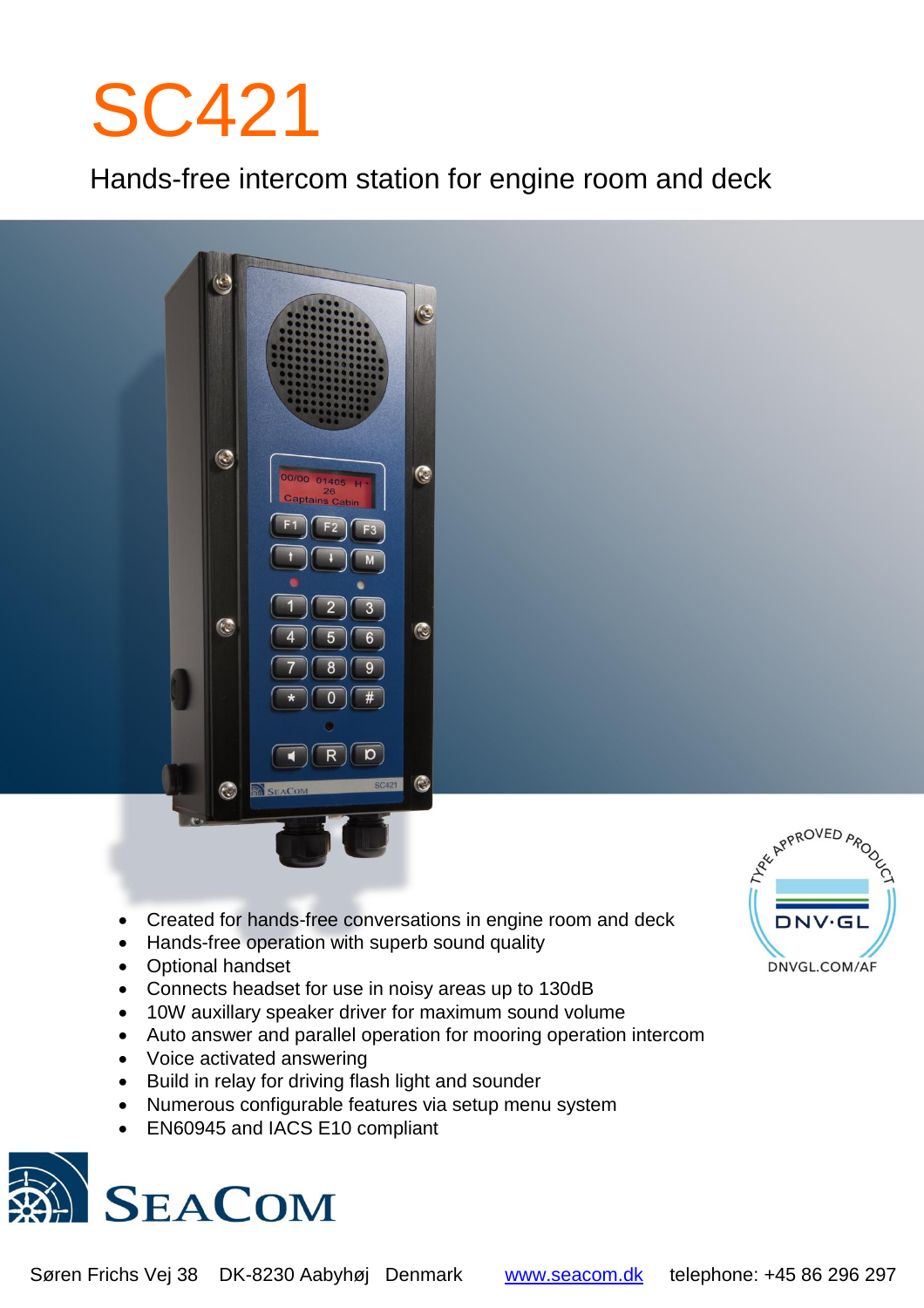# SC421

## Hands-free intercom station for engine room and deck

- Created for hands-free conversations in engine room and deck
- Hands-free operation with superb sound quality
- Optional handset
- Connects headset for use in noisy areas up to 130dB
- 10W auxillary speaker driver for maximum sound volume
- Auto answer and parallel operation for mooring operation intercom
- Voice activated answering
- Build in relay for driving flash light and sounder
- Numerous configurable features via setup menu system
- EN60945 and IACS E10 compliant

TYPE APPROVED PRODUCT
DNV·GL
DNVGL.COM/AF

SEACOM

Søren Frichs Vej 38 DK-8230 Aabyhøj Denmark www.seacom.dk telephone: +45 86 296 297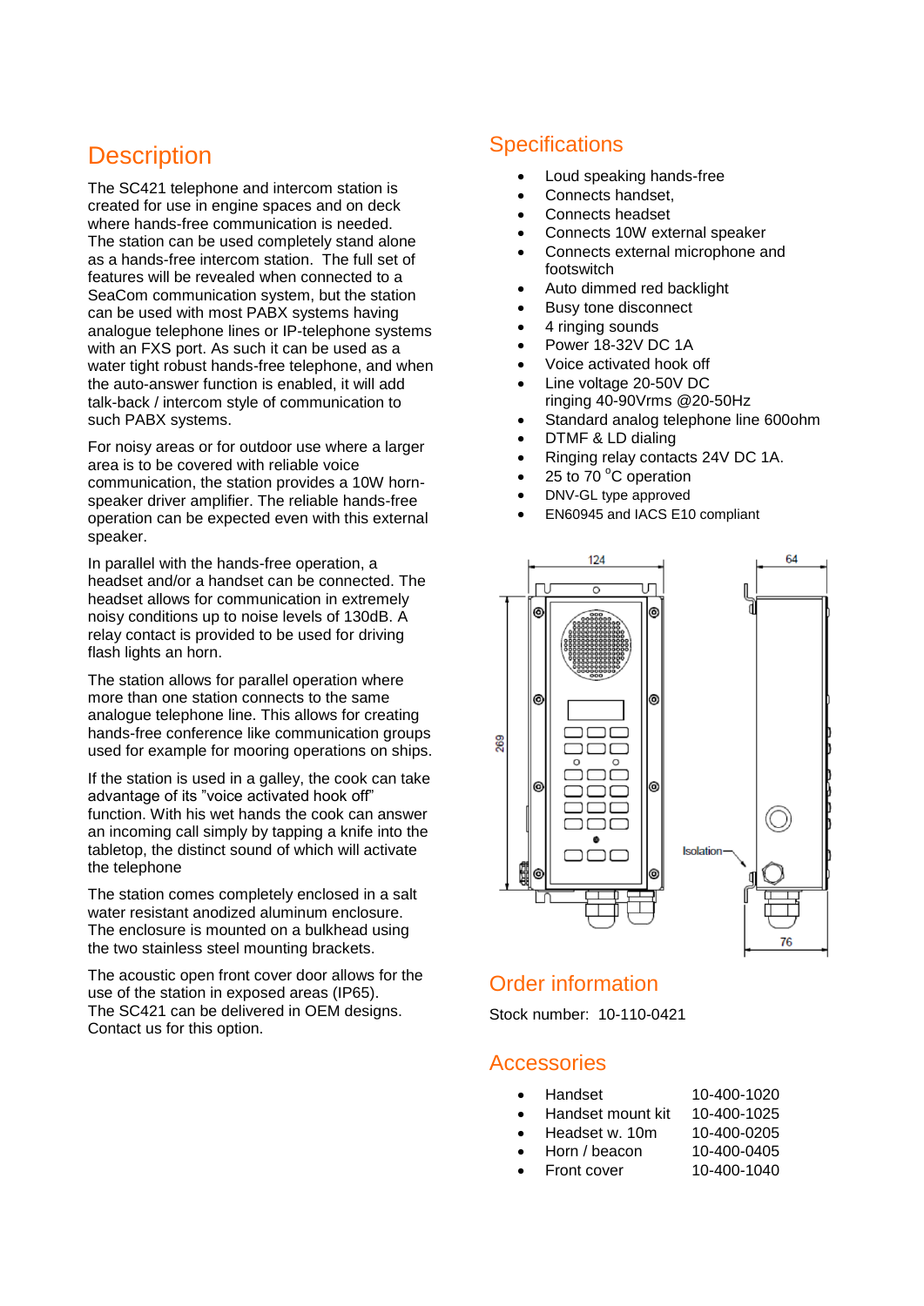## Description

The SC421 telephone and intercom station is created for use in engine spaces and on deck where hands-free communication is needed. The station can be used completely stand alone as a hands-free intercom station. The full set of features will be revealed when connected to a SeaCom communication system, but the station can be used with most PABX systems having analogue telephone lines or IP-telephone systems with an FXS port. As such it can be used as a water tight robust hands-free telephone, and when the auto-answer function is enabled, it will add talk-back / intercom style of communication to such PABX systems.

For noisy areas or for outdoor use where a larger area is to be covered with reliable voice communication, the station provides a 10W horn-speaker driver amplifier. The reliable hands-free operation can be expected even with this external speaker.

In parallel with the hands-free operation, a headset and/or a handset can be connected. The headset allows for communication in extremely noisy conditions up to noise levels of 130dB. A relay contact is provided to be used for driving flash lights an horn.

The station allows for parallel operation where more than one station connects to the same analogue telephone line. This allows for creating hands-free conference like communication groups used for example for mooring operations on ships.

If the station is used in a galley, the cook can take advantage of its "voice activated hook off" function. With his wet hands the cook can answer an incoming call simply by tapping a knife into the tabletop, the distinct sound of which will activate the telephone

The station comes completely enclosed in a salt water resistant anodized aluminum enclosure. The enclosure is mounted on a bulkhead using the two stainless steel mounting brackets.

The acoustic open front cover door allows for the use of the station in exposed areas (IP65). The SC421 can be delivered in OEM designs. Contact us for this option.

## Specifications

- Loud speaking hands-free
- Connects handset,
- Connects headset
- Connects 10W external speaker
- Connects external microphone and footswitch
- Auto dimmed red backlight
- Busy tone disconnect
- 4 ringing sounds
- Power 18-32V DC 1A
- Voice activated hook off
- Line voltage 20-50V DC
  ringing 40-90Vrms @20-50Hz
- Standard analog telephone line 600ohm
- DTMF & LD dialing
- Ringing relay contacts 24V DC 1A.
- 25 to 70 °C operation
- DNV-GL type approved
- EN60945 and IACS E10 compliant

124

64

269

Isolation

76

## Order information

Stock number: 10-110-0421

## Accessories

- Handset 10-400-1020
- Handset mount kit 10-400-1025
- Headset w. 10m 10-400-0205
- Horn / beacon 10-400-0405
- Front cover 10-400-1040